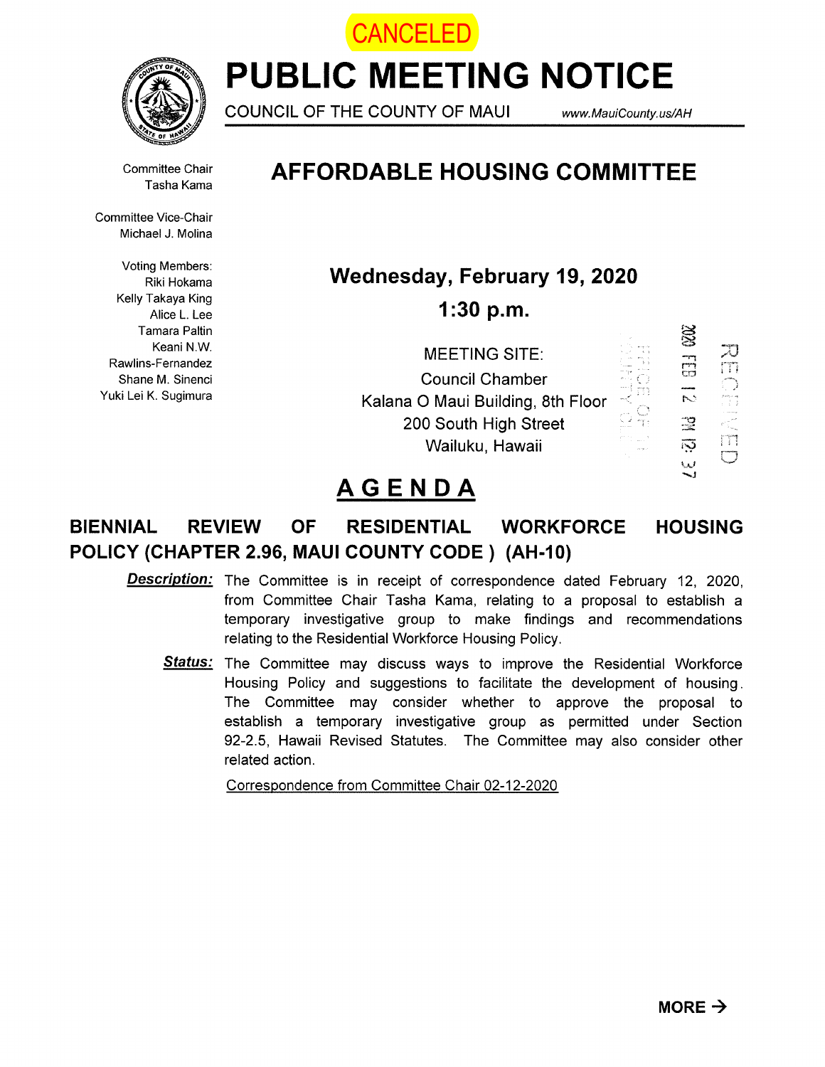CANCELED

# PUBLIC MEETING NOTICE

COUNCIL OF THE COUNTY OF MAUI www.MauiCounty.us/AH

## AFFORDABLE HOUSING COMMITTEE

Committee Chair
Tasha Kama

Committee Vice-Chair
Michael J. Molina

Voting Members:
Riki Hokama
Kelly Takaya King
Alice L. Lee
Tamara Paltin
Keani N.W. Rawlins-Fernandez
Shane M. Sinenci
Yuki Lei K. Sugimura

### Wednesday, February 19, 2020

### 1:30 p.m.

MEETING SITE:
Council Chamber
Kalana O Maui Building, 8th Floor
200 South High Street
Wailuku, Hawaii

RECEIVED
2020 FEB 12 PM 12: 37
OFFICE OF THE COUNTY CLERK

## AGENDA

### BIENNIAL REVIEW OF RESIDENTIAL WORKFORCE HOUSING POLICY (CHAPTER 2.96, MAUI COUNTY CODE ) (AH-10)

***Description:*** The Committee is in receipt of correspondence dated February 12, 2020, from Committee Chair Tasha Kama, relating to a proposal to establish a temporary investigative group to make findings and recommendations relating to the Residential Workforce Housing Policy.

***Status:*** The Committee may discuss ways to improve the Residential Workforce Housing Policy and suggestions to facilitate the development of housing. The Committee may consider whether to approve the proposal to establish a temporary investigative group as permitted under Section 92-2.5, Hawaii Revised Statutes. The Committee may also consider other related action.

Correspondence from Committee Chair 02-12-2020

**MORE →**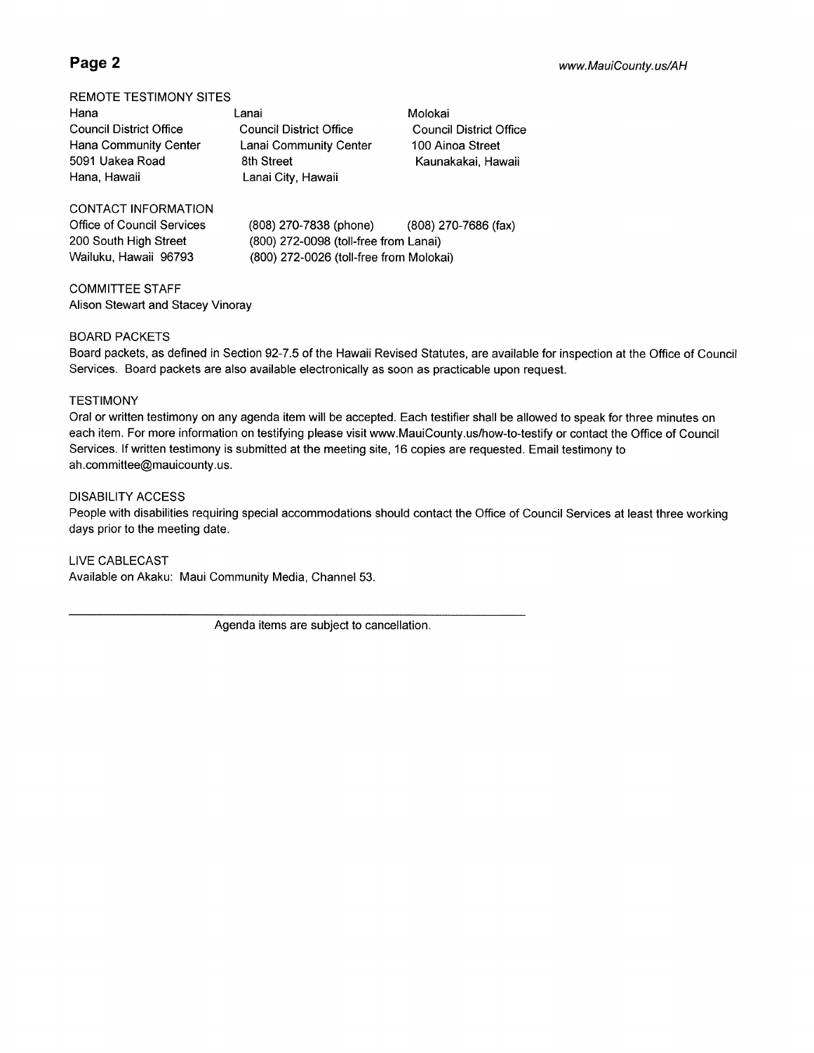## REMOTE TESTIMONY SITES

| Hana | Lanai | Molokai |
| --- | --- | --- |
| Council District Office | Council District Office | Council District Office |
| Hana Community Center | Lanai Community Center | 100 Ainoa Street |
| 5091 Uakea Road | 8th Street | Kaunakakai, Hawaii |
| Hana, Hawaii | Lanai City, Hawaii | |

## CONTACT INFORMATION

Office of Council Services
200 South High Street
Wailuku, Hawaii 96793

(808) 270-7838 (phone) (808) 270-7686 (fax)
(800) 272-0098 (toll-free from Lanai)
(800) 272-0026 (toll-free from Molokai)

## COMMITTEE STAFF

Alison Stewart and Stacey Vinoray

## BOARD PACKETS

Board packets, as defined in Section 92-7.5 of the Hawaii Revised Statutes, are available for inspection at the Office of Council Services. Board packets are also available electronically as soon as practicable upon request.

## TESTIMONY

Oral or written testimony on any agenda item will be accepted. Each testifier shall be allowed to speak for three minutes on each item. For more information on testifying please visit www.MauiCounty.us/how-to-testify or contact the Office of Council Services. If written testimony is submitted at the meeting site, 16 copies are requested. Email testimony to ah.committee@mauicounty.us.

## DISABILITY ACCESS

People with disabilities requiring special accommodations should contact the Office of Council Services at least three working days prior to the meeting date.

## LIVE CABLECAST

Available on Akaku: Maui Community Media, Channel 53.

---

Agenda items are subject to cancellation.